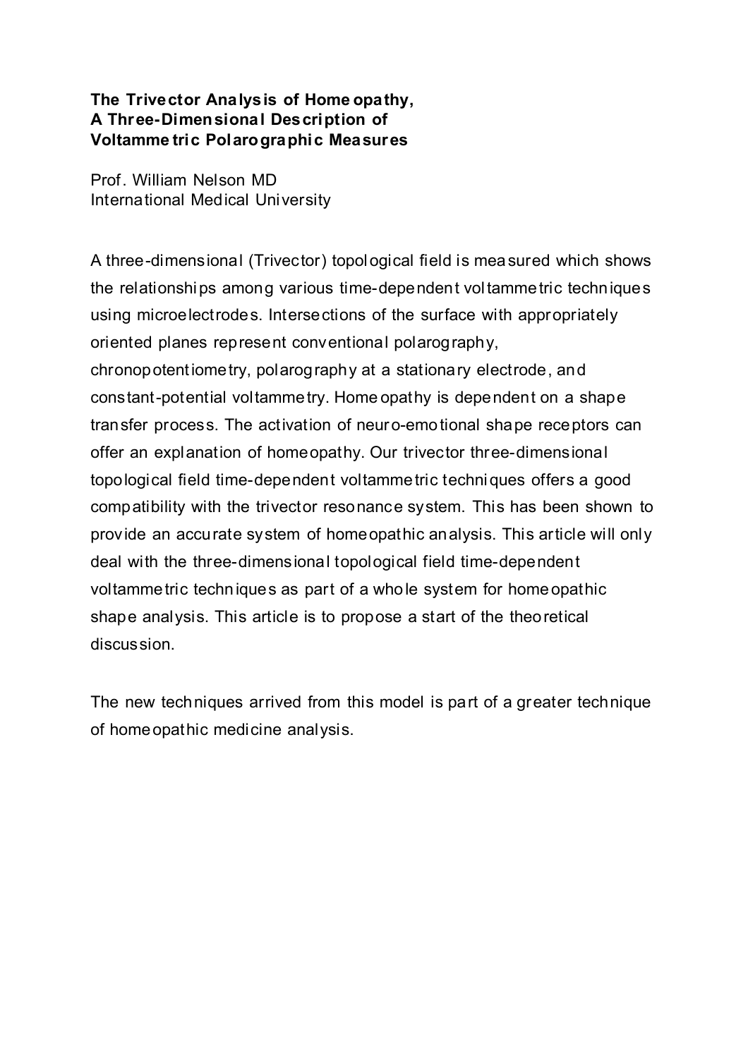# The Trivector Analysis of Homeopathy, A Three-Dimensional Description of Voltammetric Polarographic Measures

Prof. William Nelson MD
International Medical University

A three-dimensional (Trivector) topological field is measured which shows the relationships among various time-dependent voltammetric techniques using microelectrodes. Intersections of the surface with appropriately oriented planes represent conventional polarography, chronopotentiometry, polarography at a stationary electrode, and constant-potential voltammetry. Homeopathy is dependent on a shape transfer process. The activation of neuro-emotional shape receptors can offer an explanation of homeopathy. Our trivector three-dimensional topological field time-dependent voltammetric techniques offers a good compatibility with the trivector resonance system. This has been shown to provide an accurate system of homeopathic analysis. This article will only deal with the three-dimensional topological field time-dependent voltammetric techniques as part of a whole system for homeopathic shape analysis. This article is to propose a start of the theoretical discussion.

The new techniques arrived from this model is part of a greater technique of homeopathic medicine analysis.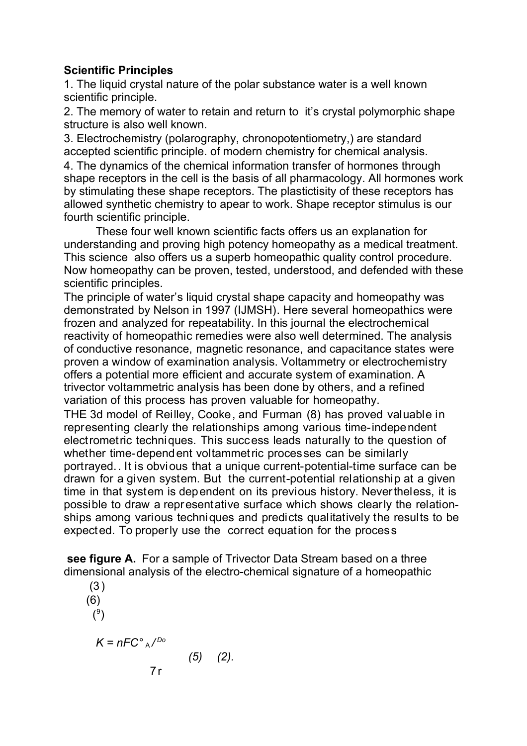**Scientific Principles**

1. The liquid crystal nature of the polar substance water is a well known scientific principle.
2. The memory of water to retain and return to it's crystal polymorphic shape structure is also well known.
3. Electrochemistry (polarography, chronopotentiometry,) are standard accepted scientific principle. of modern chemistry for chemical analysis.
4. The dynamics of the chemical information transfer of hormones through shape receptors in the cell is the basis of all pharmacology. All hormones work by stimulating these shape receptors. The plastictisity of these receptors has allowed synthetic chemistry to apear to work. Shape receptor stimulus is our fourth scientific principle.

These four well known scientific facts offers us an explanation for understanding and proving high potency homeopathy as a medical treatment. This science also offers us a superb homeopathic quality control procedure. Now homeopathy can be proven, tested, understood, and defended with these scientific principles.

The principle of water's liquid crystal shape capacity and homeopathy was demonstrated by Nelson in 1997 (IJMSH). Here several homeopathics were frozen and analyzed for repeatability. In this journal the electrochemical reactivity of homeopathic remedies were also well determined. The analysis of conductive resonance, magnetic resonance, and capacitance states were proven a window of examination analysis. Voltammetry or electrochemistry offers a potential more efficient and accurate system of examination. A trivector voltammetric analysis has been done by others, and a refined variation of this process has proven valuable for homeopathy.

THE 3d model of Reilley, Cooke, and Furman (8) has proved valuable in representing clearly the relationships among various time-independent electrometric techniques. This success leads naturally to the question of whether time-dependent voltammetric processes can be similarly portrayed.. It is obvious that a unique current-potential-time surface can be drawn for a given system. But the current-potential relationship at a given time in that system is dependent on its previous history. Nevertheless, it is possible to draw a representative surface which shows clearly the relationships among various techniques and predicts qualitatively the results to be expected. To properly use the correct equation for the process

**see figure A.** For a sample of Trivector Data Stream based on a three dimensional analysis of the electro-chemical signature of a homeopathic

(3)

(6)

(9)

$K = nFC^{\circ}{}_{A} / ^{Do}$

*(5)* *(2).*

7r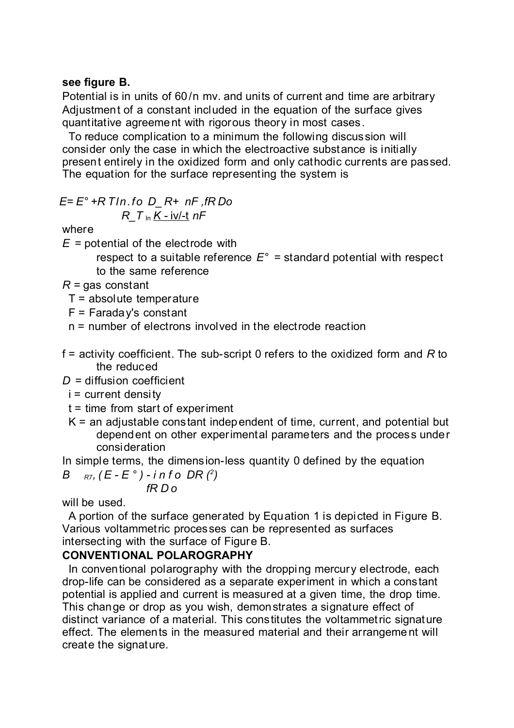**see figure B.**

Potential is in units of 60/n mv. and units of current and time are arbitrary Adjustment of a constant included in the equation of the surface gives quantitative agreement with rigorous theory in most cases.

To reduce complication to a minimum the following discussion will consider only the case in which the electroactive substance is initially present entirely in the oxidized form and only cathodic currents are passed. The equation for the surface representing the system is

*E= E° +R TIn.fo D_ R+ nF ,fR Do*

*R_T* ln *K - iv/-t nF*

where

$E$ = potential of the electrode with respect to a suitable reference $E°$ = standard potential with respect to the same reference

$R$ = gas constant

T = absolute temperature

F = Faraday's constant

n = number of electrons involved in the electrode reaction

f = activity coefficient. The sub-script 0 refers to the oxidized form and $R$ to the reduced

$D$ = diffusion coefficient

i = current density

t = time from start of experiment

K = an adjustable constant independent of time, current, and potential but dependent on other experimental parameters and the process under consideration

In simple terms, the dimension-less quantity 0 defined by the equation

*B* *R7, (E - E °) - i n f o DR (2)*

*fR D o*

will be used.

A portion of the surface generated by Equation 1 is depicted in Figure B. Various voltammetric processes can be represented as surfaces intersecting with the surface of Figure B.

**CONVENTIONAL POLAROGRAPHY**

In conventional polarography with the dropping mercury electrode, each drop-life can be considered as a separate experiment in which a constant potential is applied and current is measured at a given time, the drop time. This change or drop as you wish, demonstrates a signature effect of distinct variance of a material. This constitutes the voltammetric signature effect. The elements in the measured material and their arrangement will create the signature.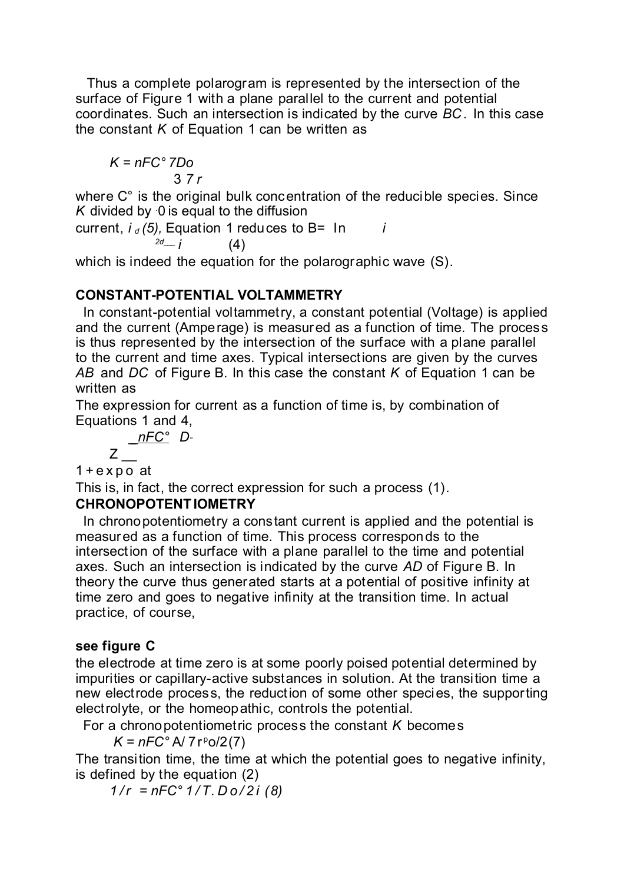Thus a complete polarogram is represented by the intersection of the surface of Figure 1 with a plane parallel to the current and potential coordinates. Such an intersection is indicated by the curve *BC*. In this case the constant *K* of Equation 1 can be written as

$$K = nFC^{\circ} 7Do$$

3 *7 r*

where C° is the original bulk concentration of the reducible species. Since *K* divided by ·0 is equal to the diffusion current, $i_d$ *(5),* Equation 1 reduces to B= In *i*

$^{2d}$— *i* (4)

which is indeed the equation for the polarographic wave (S).

## CONSTANT-POTENTIAL VOLTAMMETRY

In constant-potential voltammetry, a constant potential (Voltage) is applied and the current (Amperage) is measured as a function of time. The process is thus represented by the intersection of the surface with a plane parallel to the current and time axes. Typical intersections are given by the curves *AB* and *DC* of Figure B. In this case the constant *K* of Equation 1 can be written as

The expression for current as a function of time is, by combination of Equations 1 and 4,

*_nFC°* *D*◦

Z __

1 + e x p o at

This is, in fact, the correct expression for such a process (1).

## CHRONOPOTENTIOMETRY

In chronopotentiometry a constant current is applied and the potential is measured as a function of time. This process corresponds to the intersection of the surface with a plane parallel to the time and potential axes. Such an intersection is indicated by the curve *AD* of Figure B. In theory the curve thus generated starts at a potential of positive infinity at time zero and goes to negative infinity at the transition time. In actual practice, of course,

**see figure C**

the electrode at time zero is at some poorly poised potential determined by impurities or capillary-active substances in solution. At the transition time a new electrode process, the reduction of some other species, the supporting electrolyte, or the homeopathic, controls the potential.

For a chronopotentiometric process the constant *K* becomes

$K = nFC^{\circ}$ A/ 7 r$^{P}$o/2(7)

The transition time, the time at which the potential goes to negative infinity, is defined by the equation (2)

*1 / r = nFC° 1 / T. D o / 2 i (8)*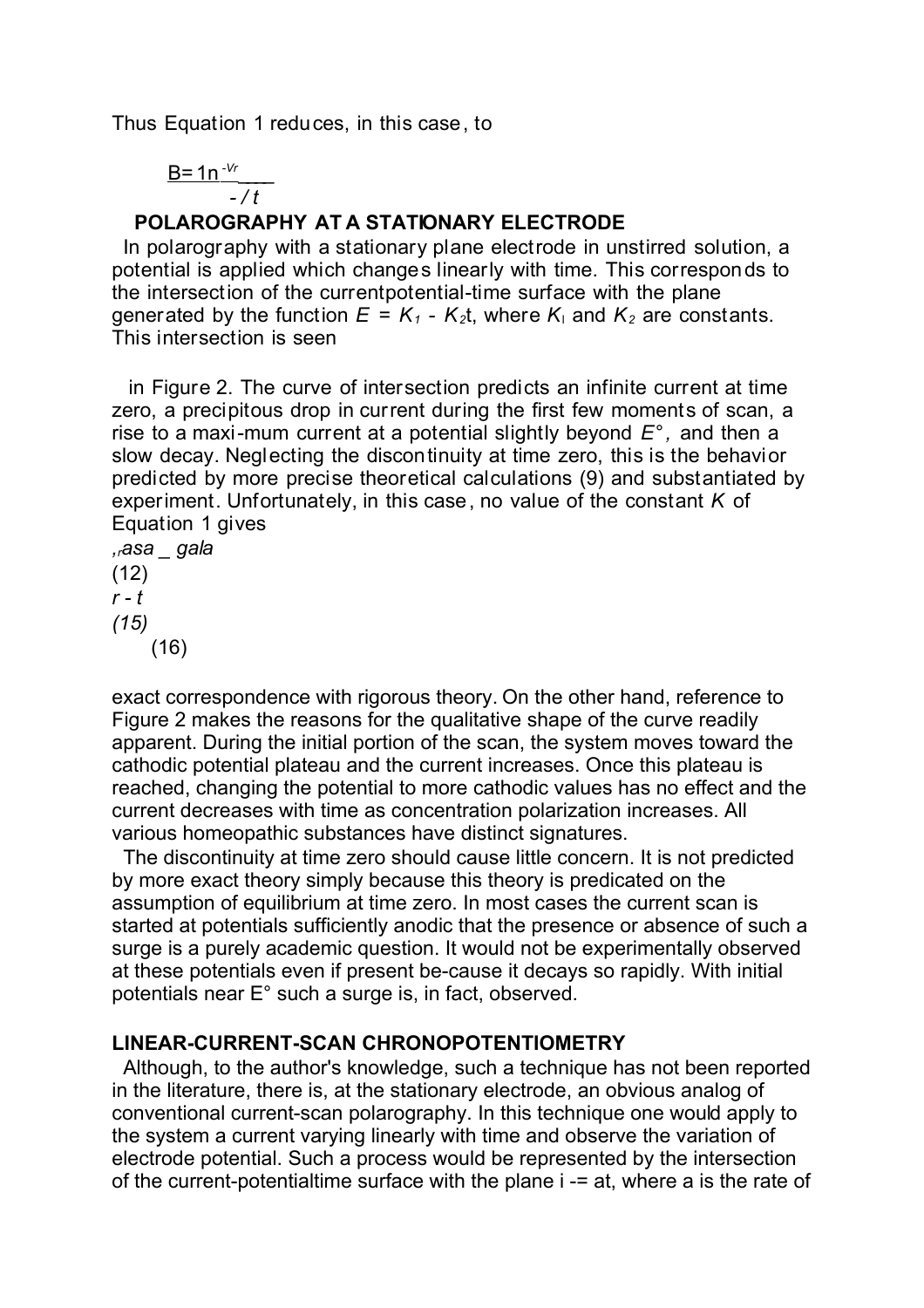Thus Equation 1 reduces, in this case, to

$$B = 1n \frac{-Vr}{-/t}$$

### POLAROGRAPHY AT A STATIONARY ELECTRODE

In polarography with a stationary plane electrode in unstirred solution, a potential is applied which changes linearly with time. This corresponds to the intersection of the currentpotential-time surface with the plane generated by the function $E = K_1 - K_2t$, where $K_1$ and $K_2$ are constants. This intersection is seen

in Figure 2. The curve of intersection predicts an infinite current at time zero, a precipitous drop in current during the first few moments of scan, a rise to a maxi-mum current at a potential slightly beyond $E°$, and then a slow decay. Neglecting the discontinuity at time zero, this is the behavior predicted by more precise theoretical calculations (9) and substantiated by experiment. Unfortunately, in this case, no value of the constant $K$ of Equation 1 gives

*,rasa _ gala*

(12)

*r - t*

*(15)*

(16)

exact correspondence with rigorous theory. On the other hand, reference to Figure 2 makes the reasons for the qualitative shape of the curve readily apparent. During the initial portion of the scan, the system moves toward the cathodic potential plateau and the current increases. Once this plateau is reached, changing the potential to more cathodic values has no effect and the current decreases with time as concentration polarization increases. All various homeopathic substances have distinct signatures.

The discontinuity at time zero should cause little concern. It is not predicted by more exact theory simply because this theory is predicated on the assumption of equilibrium at time zero. In most cases the current scan is started at potentials sufficiently anodic that the presence or absence of such a surge is a purely academic question. It would not be experimentally observed at these potentials even if present be-cause it decays so rapidly. With initial potentials near E° such a surge is, in fact, observed.

### LINEAR-CURRENT-SCAN CHRONOPOTENTIOMETRY

Although, to the author's knowledge, such a technique has not been reported in the literature, there is, at the stationary electrode, an obvious analog of conventional current-scan polarography. In this technique one would apply to the system a current varying linearly with time and observe the variation of electrode potential. Such a process would be represented by the intersection of the current-potentialtime surface with the plane $i -= at$, where a is the rate of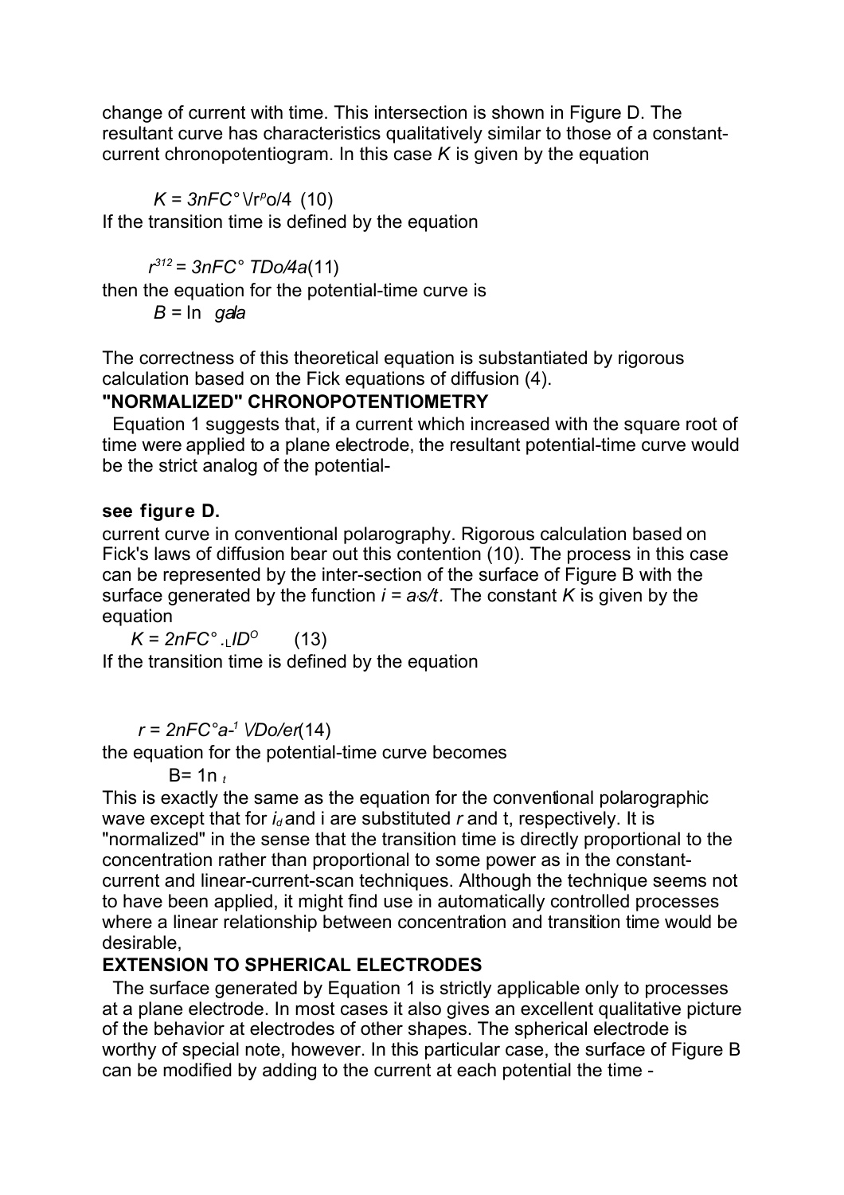change of current with time. This intersection is shown in Figure D. The resultant curve has characteristics qualitatively similar to those of a constant-current chronopotentiogram. In this case $K$ is given by the equation

$$K = 3nFC^{\circ} \sqrt{\pi D_o}/4 \quad (10)$$

If the transition time is defined by the equation

$$\tau^{3/2} = 3nFC^{\circ} \sqrt{\pi D_o}/4a \quad (11)$$

then the equation for the potential-time curve is

$$B = \ln \; gala$$

The correctness of this theoretical equation is substantiated by rigorous calculation based on the Fick equations of diffusion (4).

**"NORMALIZED" CHRONOPOTENTIOMETRY**

Equation 1 suggests that, if a current which increased with the square root of time were applied to a plane electrode, the resultant potential-time curve would be the strict analog of the potential-

**see figure D.**

current curve in conventional polarography. Rigorous calculation based on Fick's laws of diffusion bear out this contention (10). The process in this case can be represented by the inter-section of the surface of Figure B with the surface generated by the function $i = a\sqrt{t}$. The constant $K$ is given by the equation

$$K = 2nFC^{\circ} \sqrt{D^{O}} \quad (13)$$

If the transition time is defined by the equation

$$\tau = 2nFC^{\circ}a^{-1} \sqrt{D_o/\pi} \quad (14)$$

the equation for the potential-time curve becomes

$$B = \ln_{t}$$

This is exactly the same as the equation for the conventional polarographic wave except that for $i_d$ and i are substituted $\tau$ and t, respectively. It is "normalized" in the sense that the transition time is directly proportional to the concentration rather than proportional to some power as in the constant-current and linear-current-scan techniques. Although the technique seems not to have been applied, it might find use in automatically controlled processes where a linear relationship between concentration and transition time would be desirable,

**EXTENSION TO SPHERICAL ELECTRODES**

The surface generated by Equation 1 is strictly applicable only to processes at a plane electrode. In most cases it also gives an excellent qualitative picture of the behavior at electrodes of other shapes. The spherical electrode is worthy of special note, however. In this particular case, the surface of Figure B can be modified by adding to the current at each potential the time -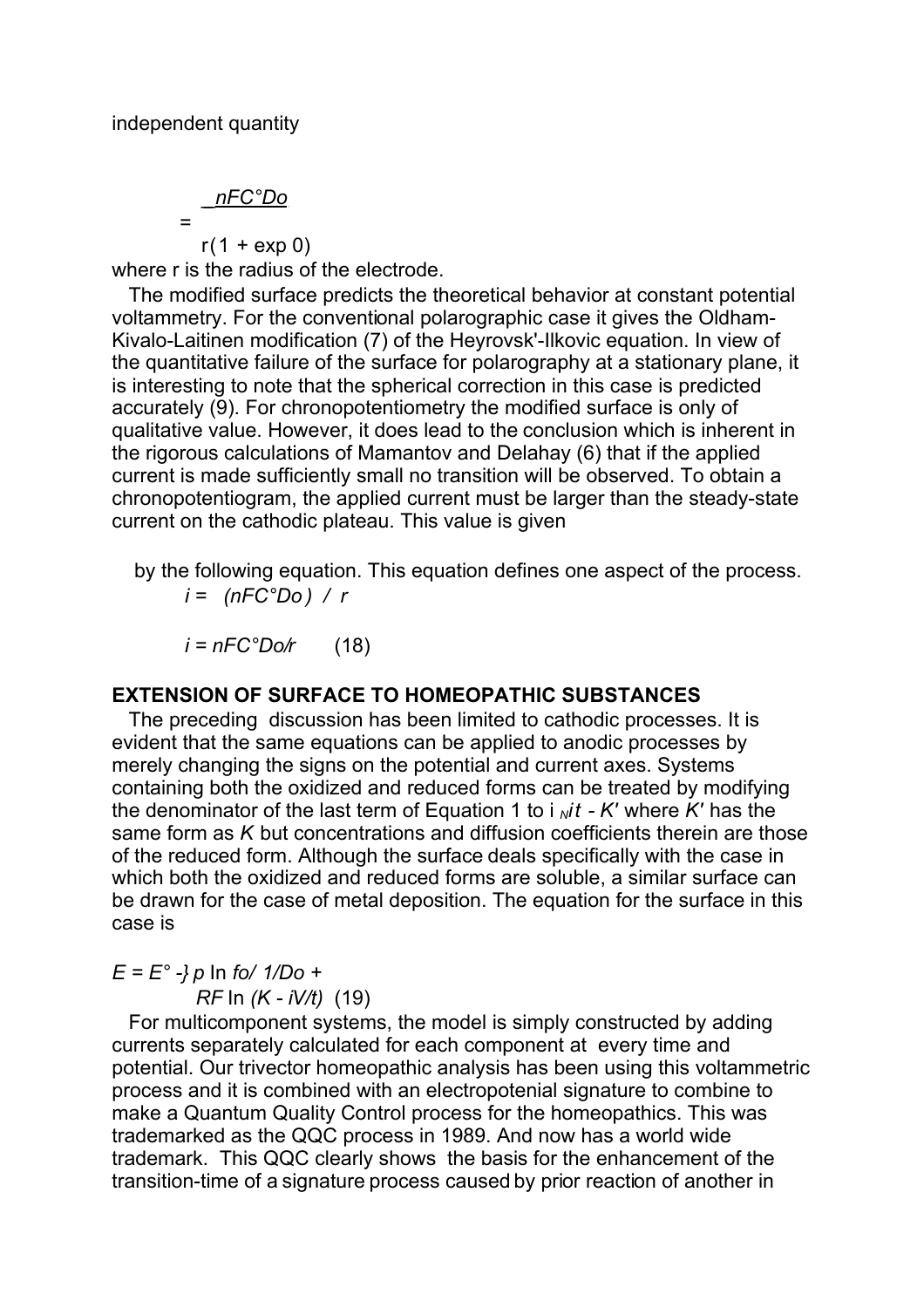independent quantity

$$= \frac{nFC^{\circ}D_o}{r(1 + \exp 0)}$$

where r is the radius of the electrode.

The modified surface predicts the theoretical behavior at constant potential voltammetry. For the conventional polarographic case it gives the Oldham-Kivalo-Laitinen modification (7) of the Heyrovsk'-Ilkovic equation. In view of the quantitative failure of the surface for polarography at a stationary plane, it is interesting to note that the spherical correction in this case is predicted accurately (9). For chronopotentiometry the modified surface is only of qualitative value. However, it does lead to the conclusion which is inherent in the rigorous calculations of Mamantov and Delahay (6) that if the applied current is made sufficiently small no transition will be observed. To obtain a chronopotentiogram, the applied current must be larger than the steady-state current on the cathodic plateau. This value is given

by the following equation. This equation defines one aspect of the process.

$$i = (nFC^{\circ}D_o) / r$$

$$i = nFC^{\circ}D_o/r \qquad (18)$$

**EXTENSION OF SURFACE TO HOMEOPATHIC SUBSTANCES**

The preceding discussion has been limited to cathodic processes. It is evident that the same equations can be applied to anodic processes by merely changing the signs on the potential and current axes. Systems containing both the oxidized and reduced forms can be treated by modifying the denominator of the last term of Equation 1 to $i_N\sqrt{t} - K'$ where $K'$ has the same form as $K$ but concentrations and diffusion coefficients therein are those of the reduced form. Although the surface deals specifically with the case in which both the oxidized and reduced forms are soluble, a similar surface can be drawn for the case of metal deposition. The equation for the surface in this case is

$$E = E^{\circ} -\} p \ln fo/ 1/D_o + RF \ln (K - iV/t) \quad (19)$$

For multicomponent systems, the model is simply constructed by adding currents separately calculated for each component at every time and potential. Our trivector homeopathic analysis has been using this voltammetric process and it is combined with an electropotenial signature to combine to make a Quantum Quality Control process for the homeopathics. This was trademarked as the QQC process in 1989. And now has a world wide trademark. This QQC clearly shows the basis for the enhancement of the transition-time of a signature process caused by prior reaction of another in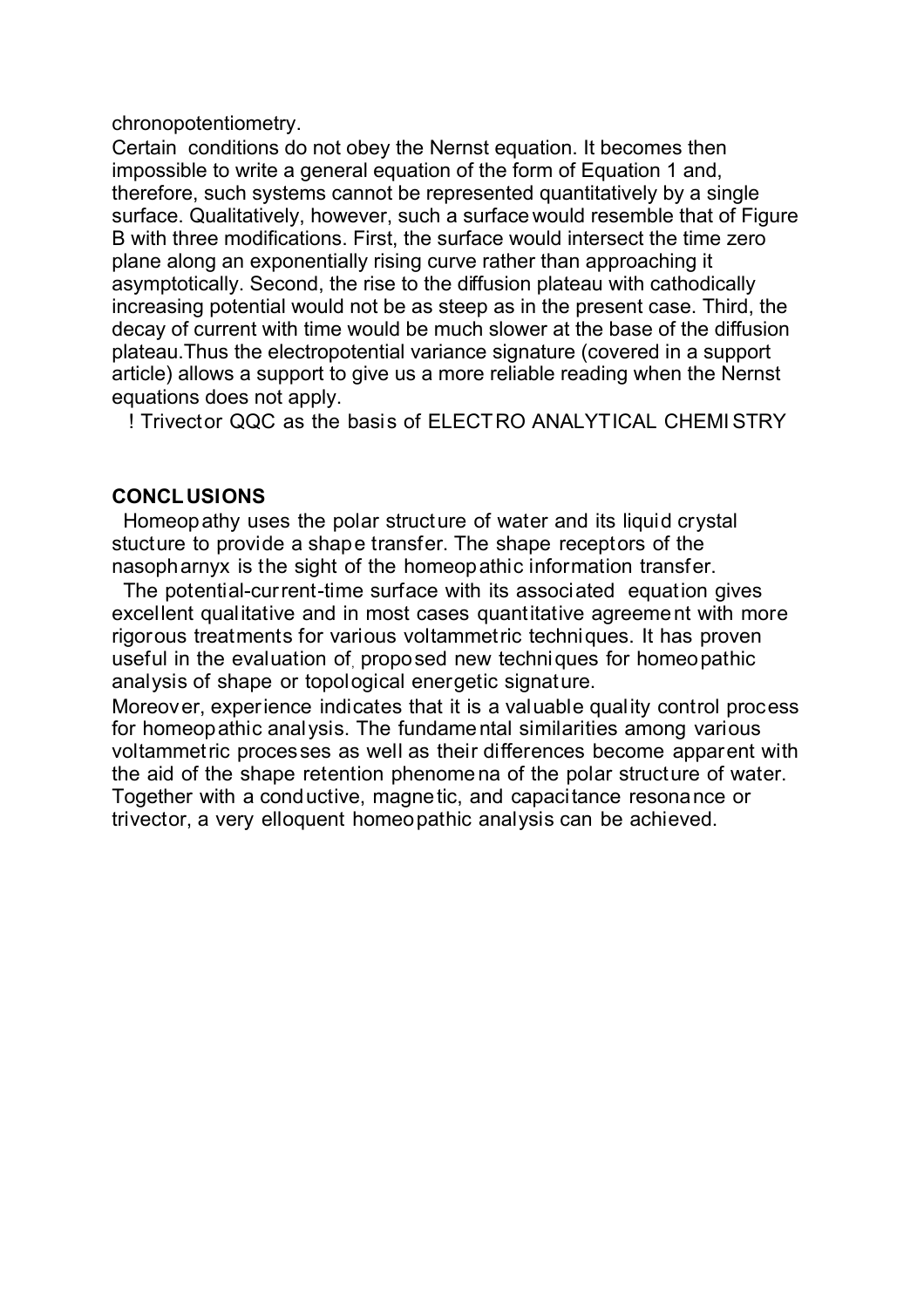chronopotentiometry.

Certain conditions do not obey the Nernst equation. It becomes then impossible to write a general equation of the form of Equation 1 and, therefore, such systems cannot be represented quantitatively by a single surface. Qualitatively, however, such a surface would resemble that of Figure B with three modifications. First, the surface would intersect the time zero plane along an exponentially rising curve rather than approaching it asymptotically. Second, the rise to the diffusion plateau with cathodically increasing potential would not be as steep as in the present case. Third, the decay of current with time would be much slower at the base of the diffusion plateau.Thus the electropotential variance signature (covered in a support article) allows a support to give us a more reliable reading when the Nernst equations does not apply.

! Trivector QQC as the basis of ELECTRO ANALYTICAL CHEMISTRY

**CONCLUSIONS**

Homeopathy uses the polar structure of water and its liquid crystal stucture to provide a shape transfer. The shape receptors of the nasopharnyx is the sight of the homeopathic information transfer.

The potential-current-time surface with its associated equation gives excellent qualitative and in most cases quantitative agreement with more rigorous treatments for various voltammetric techniques. It has proven useful in the evaluation of, proposed new techniques for homeopathic analysis of shape or topological energetic signature.

Moreover, experience indicates that it is a valuable quality control process for homeopathic analysis. The fundamental similarities among various voltammetric processes as well as their differences become apparent with the aid of the shape retention phenomena of the polar structure of water. Together with a conductive, magnetic, and capacitance resonance or trivector, a very elloquent homeopathic analysis can be achieved.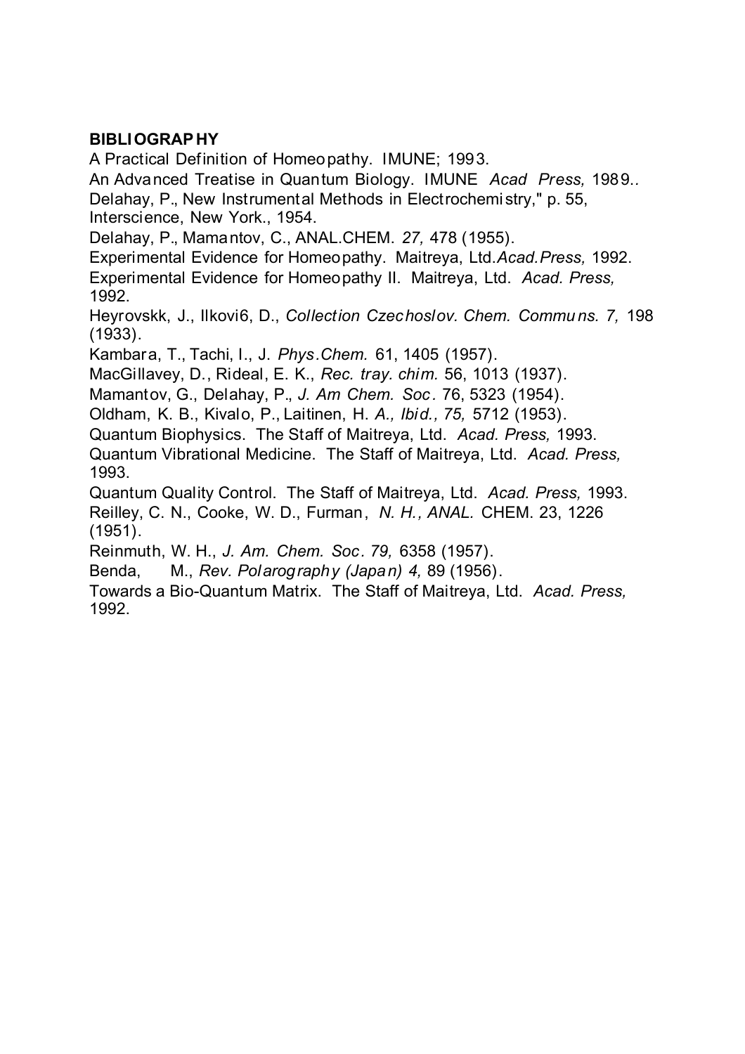**BIBLIOGRAPHY**

A Practical Definition of Homeopathy. IMUNE; 1993.

An Advanced Treatise in Quantum Biology. IMUNE *Acad Press,* 1989..

Delahay, P., New Instrumental Methods in Electrochemistry," p. 55, Interscience, New York., 1954.

Delahay, P., Mamantov, C., ANAL.CHEM. *27,* 478 (1955).

Experimental Evidence for Homeopathy. Maitreya, Ltd.*Acad.Press,* 1992.

Experimental Evidence for Homeopathy II. Maitreya, Ltd. *Acad. Press,* 1992.

Heyrovskk, J., Ilkovi6, D., *Collection Czechoslov. Chem. Communs. 7,* 198 (1933).

Kambara, T., Tachi, I., J. *Phys.Chem.* 61, 1405 (1957).

MacGillavey, D., Rideal, E. K., *Rec. tray. chim.* 56, 1013 (1937).

Mamantov, G., Delahay, P., *J. Am Chem. Soc.* 76, 5323 (1954).

Oldham, K. B., Kivalo, P., Laitinen, H. *A., Ibid., 75,* 5712 (1953).

Quantum Biophysics. The Staff of Maitreya, Ltd. *Acad. Press,* 1993.

Quantum Vibrational Medicine. The Staff of Maitreya, Ltd. *Acad. Press,* 1993.

Quantum Quality Control. The Staff of Maitreya, Ltd. *Acad. Press,* 1993.

Reilley, C. N., Cooke, W. D., Furman, *N. H., ANAL.* CHEM. 23, 1226 (1951).

Reinmuth, W. H., *J. Am. Chem. Soc. 79,* 6358 (1957).

Benda, M., *Rev. Polarography (Japan) 4,* 89 (1956).

Towards a Bio-Quantum Matrix. The Staff of Maitreya, Ltd. *Acad. Press,* 1992.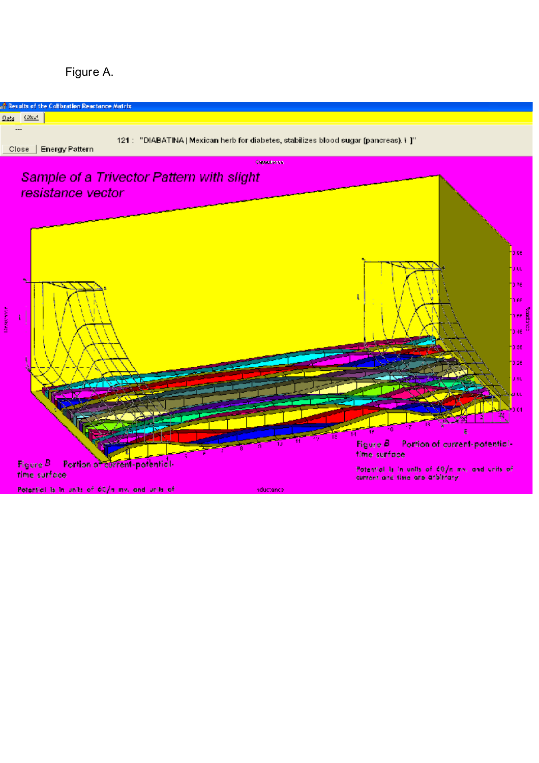Figure A.

Results of the Calibration Reactance Matrix

Data | Chart

---

121 : "DIABATINA | Mexican herb for diabetes, stabilizes blood sugar (pancreas). \ ]"

Close | Energy Pattern

*Sample of a Trivector Pattern with slight resistance vector*

Figure B Portion of current-potential-time surface

Potential is in units of 60/n mv. and units of current and time are arbitrary

Figure B Portion of current-potential-time surface

Potential is in units of 60/n mv. and units of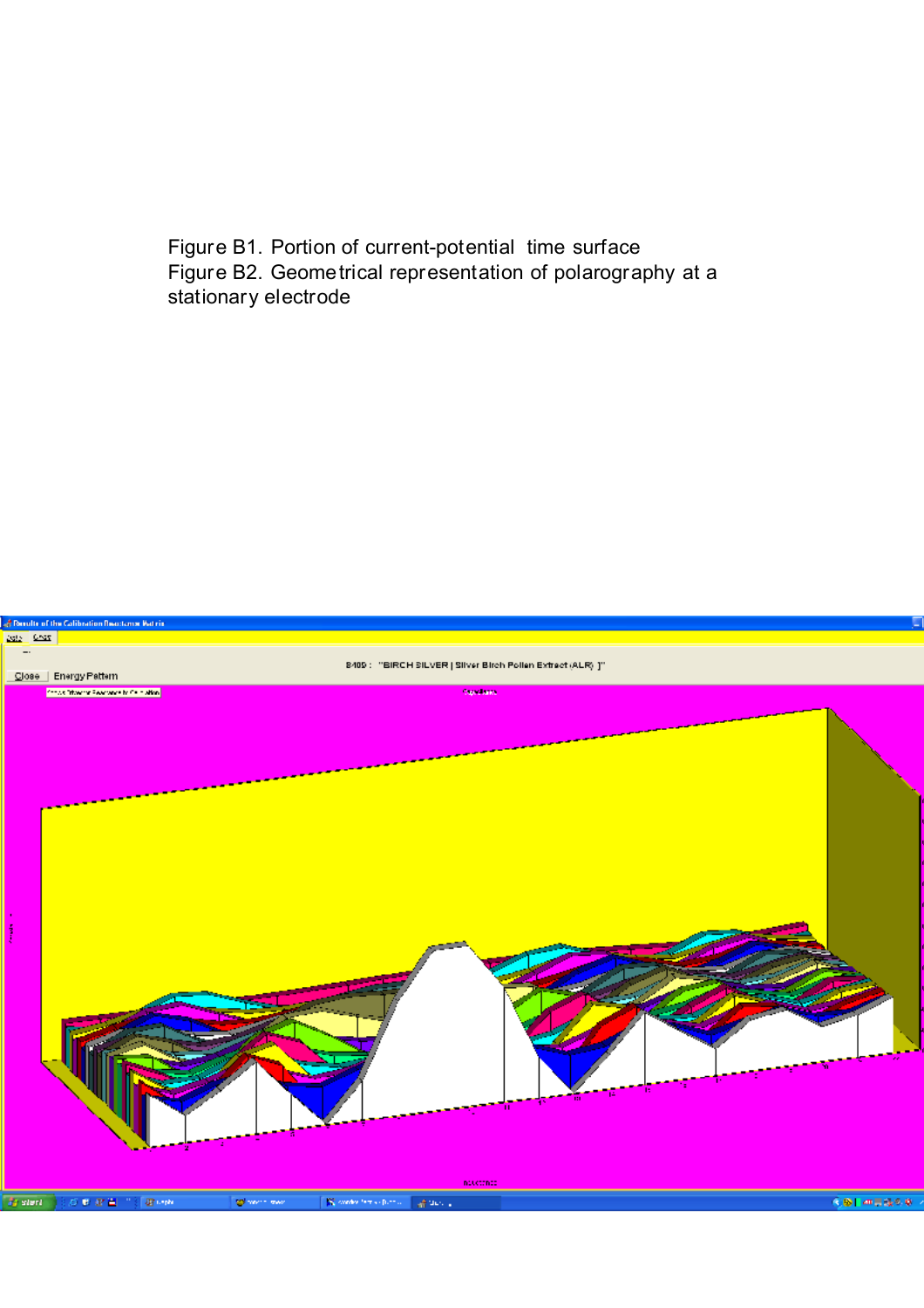Figure B1. Portion of current-potential time surface
Figure B2. Geometrical representation of polarography at a stationary electrode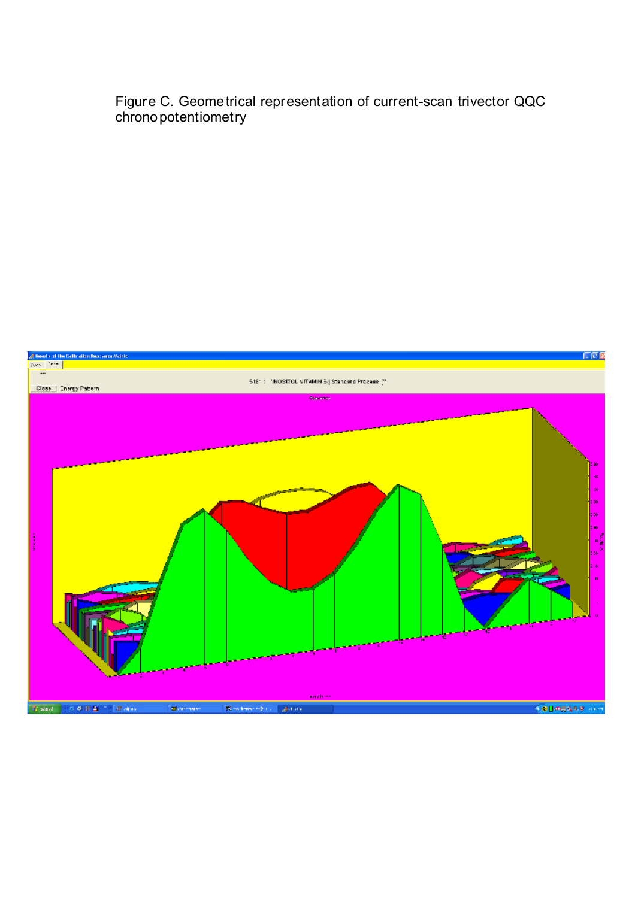Figure C. Geometrical representation of current-scan trivector QQC chronopotentiometry

Close Energy Pattern

5181 : "INOSITOL VITAMIN B | Standard Process"